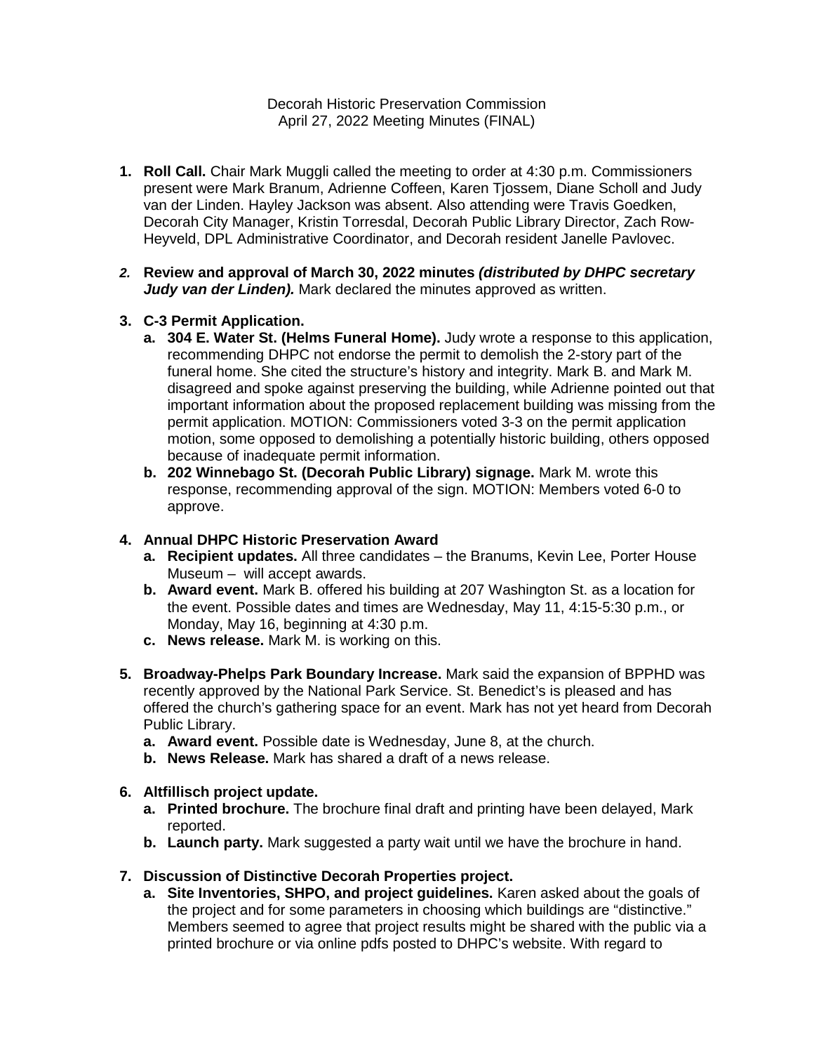Decorah Historic Preservation Commission
April 27, 2022 Meeting Minutes (FINAL)

1. **Roll Call.** Chair Mark Muggli called the meeting to order at 4:30 p.m. Commissioners present were Mark Branum, Adrienne Coffeen, Karen Tjossem, Diane Scholl and Judy van der Linden. Hayley Jackson was absent. Also attending were Travis Goedken, Decorah City Manager, Kristin Torresdal, Decorah Public Library Director, Zach Row-Heyveld, DPL Administrative Coordinator, and Decorah resident Janelle Pavlovec.

2. **Review and approval of March 30, 2022 minutes *(distributed by DHPC secretary Judy van der Linden).*** Mark declared the minutes approved as written.

3. **C-3 Permit Application.**
   a. **304 E. Water St. (Helms Funeral Home).** Judy wrote a response to this application, recommending DHPC not endorse the permit to demolish the 2-story part of the funeral home. She cited the structure's history and integrity. Mark B. and Mark M. disagreed and spoke against preserving the building, while Adrienne pointed out that important information about the proposed replacement building was missing from the permit application. MOTION: Commissioners voted 3-3 on the permit application motion, some opposed to demolishing a potentially historic building, others opposed because of inadequate permit information.
   b. **202 Winnebago St. (Decorah Public Library) signage.** Mark M. wrote this response, recommending approval of the sign. MOTION: Members voted 6-0 to approve.

4. **Annual DHPC Historic Preservation Award**
   a. **Recipient updates.** All three candidates – the Branums, Kevin Lee, Porter House Museum – will accept awards.
   b. **Award event.** Mark B. offered his building at 207 Washington St. as a location for the event. Possible dates and times are Wednesday, May 11, 4:15-5:30 p.m., or Monday, May 16, beginning at 4:30 p.m.
   c. **News release.** Mark M. is working on this.

5. **Broadway-Phelps Park Boundary Increase.** Mark said the expansion of BPPHD was recently approved by the National Park Service. St. Benedict's is pleased and has offered the church's gathering space for an event. Mark has not yet heard from Decorah Public Library.
   a. **Award event.** Possible date is Wednesday, June 8, at the church.
   b. **News Release.** Mark has shared a draft of a news release.

6. **Altfillisch project update.**
   a. **Printed brochure.** The brochure final draft and printing have been delayed, Mark reported.
   b. **Launch party.** Mark suggested a party wait until we have the brochure in hand.

7. **Discussion of Distinctive Decorah Properties project.**
   a. **Site Inventories, SHPO, and project guidelines.** Karen asked about the goals of the project and for some parameters in choosing which buildings are "distinctive." Members seemed to agree that project results might be shared with the public via a printed brochure or via online pdfs posted to DHPC's website. With regard to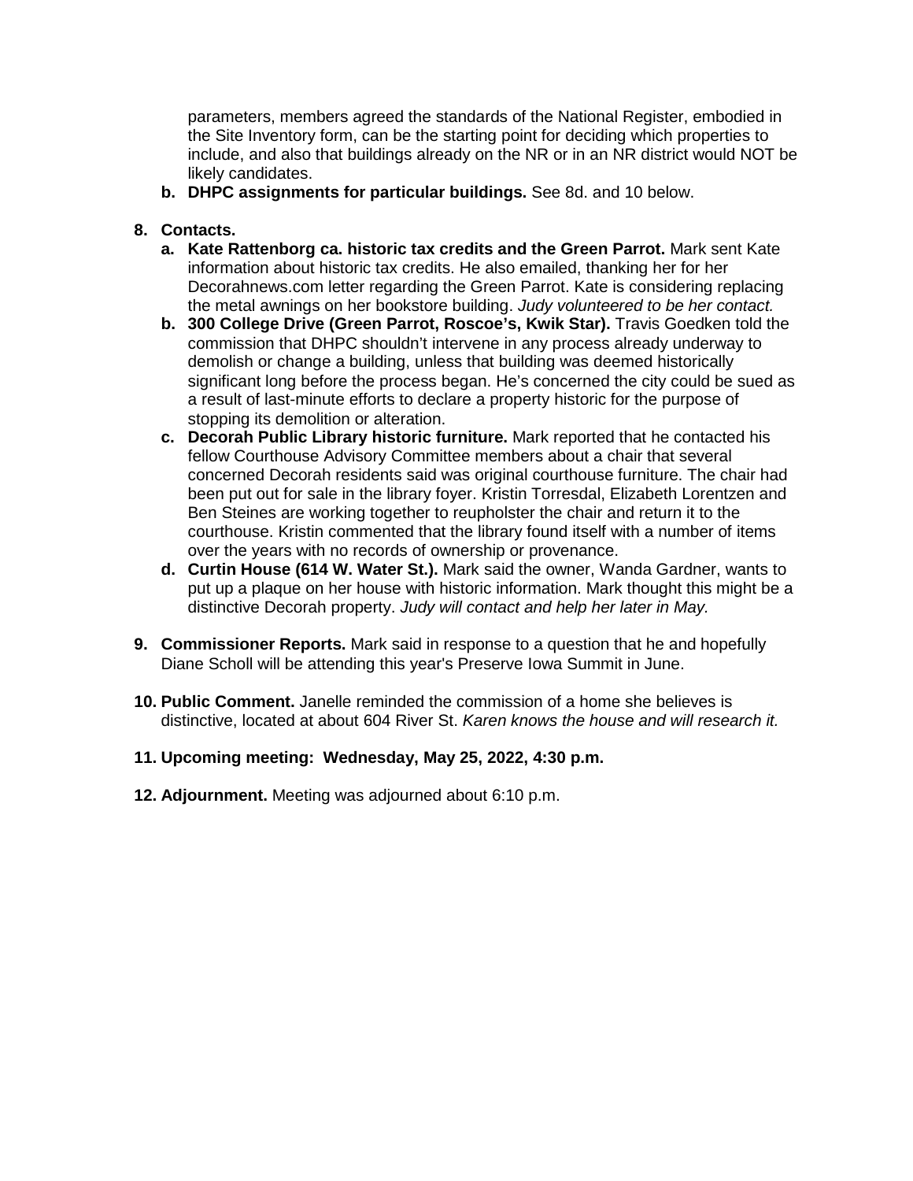parameters, members agreed the standards of the National Register, embodied in the Site Inventory form, can be the starting point for deciding which properties to include, and also that buildings already on the NR or in an NR district would NOT be likely candidates.

   b. **DHPC assignments for particular buildings.** See 8d. and 10 below.

8. **Contacts.**
   a. **Kate Rattenborg ca. historic tax credits and the Green Parrot.** Mark sent Kate information about historic tax credits. He also emailed, thanking her for her Decorahnews.com letter regarding the Green Parrot. Kate is considering replacing the metal awnings on her bookstore building. *Judy volunteered to be her contact.*
   b. **300 College Drive (Green Parrot, Roscoe's, Kwik Star).** Travis Goedken told the commission that DHPC shouldn't intervene in any process already underway to demolish or change a building, unless that building was deemed historically significant long before the process began. He's concerned the city could be sued as a result of last-minute efforts to declare a property historic for the purpose of stopping its demolition or alteration.
   c. **Decorah Public Library historic furniture.** Mark reported that he contacted his fellow Courthouse Advisory Committee members about a chair that several concerned Decorah residents said was original courthouse furniture. The chair had been put out for sale in the library foyer. Kristin Torresdal, Elizabeth Lorentzen and Ben Steines are working together to reupholster the chair and return it to the courthouse. Kristin commented that the library found itself with a number of items over the years with no records of ownership or provenance.
   d. **Curtin House (614 W. Water St.).** Mark said the owner, Wanda Gardner, wants to put up a plaque on her house with historic information. Mark thought this might be a distinctive Decorah property. *Judy will contact and help her later in May.*

9. **Commissioner Reports.** Mark said in response to a question that he and hopefully Diane Scholl will be attending this year's Preserve Iowa Summit in June.

10. **Public Comment.** Janelle reminded the commission of a home she believes is distinctive, located at about 604 River St. *Karen knows the house and will research it.*

11. **Upcoming meeting: Wednesday, May 25, 2022, 4:30 p.m.**

12. **Adjournment.** Meeting was adjourned about 6:10 p.m.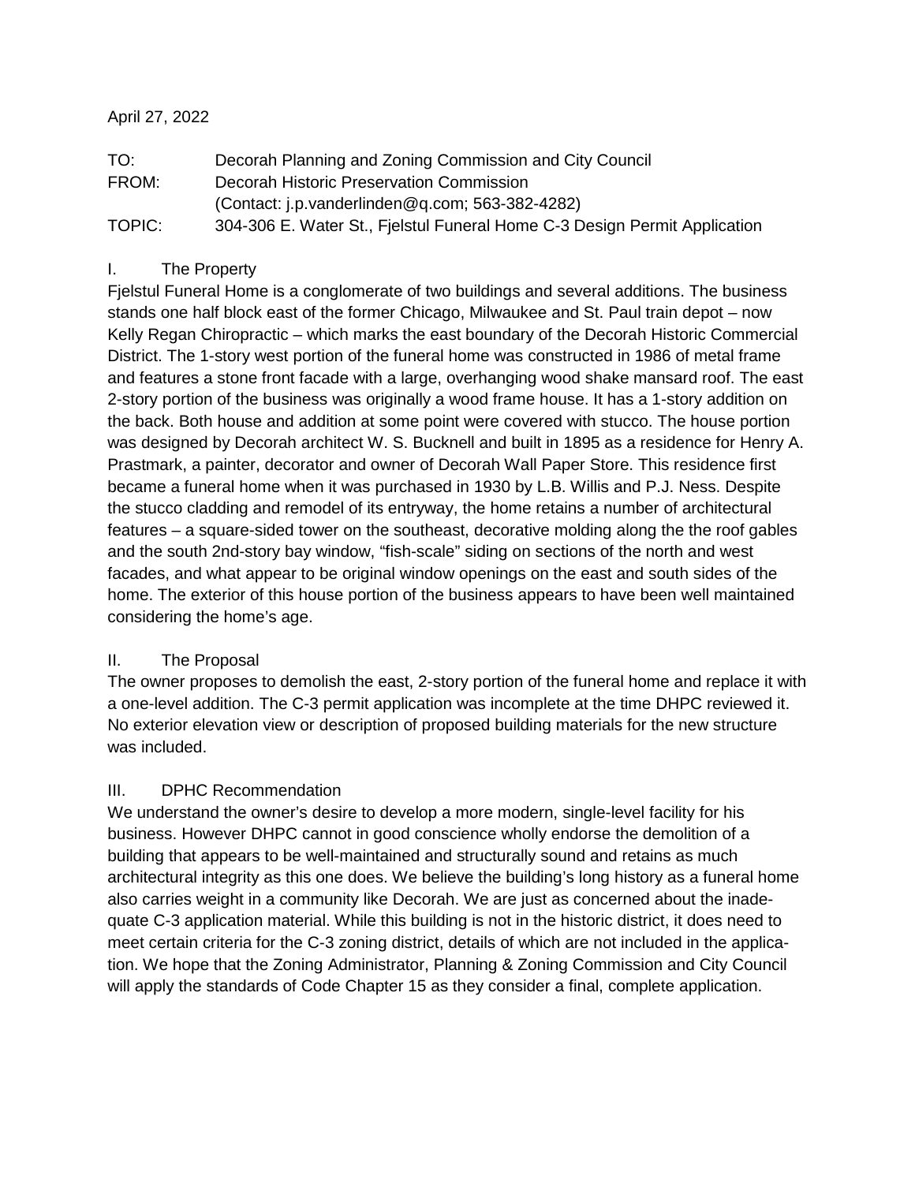April 27, 2022

TO: Decorah Planning and Zoning Commission and City Council
FROM: Decorah Historic Preservation Commission
(Contact: j.p.vanderlinden@q.com; 563-382-4282)
TOPIC: 304-306 E. Water St., Fjelstul Funeral Home C-3 Design Permit Application

## I. The Property

Fjelstul Funeral Home is a conglomerate of two buildings and several additions. The business stands one half block east of the former Chicago, Milwaukee and St. Paul train depot – now Kelly Regan Chiropractic – which marks the east boundary of the Decorah Historic Commercial District. The 1-story west portion of the funeral home was constructed in 1986 of metal frame and features a stone front facade with a large, overhanging wood shake mansard roof. The east 2-story portion of the business was originally a wood frame house. It has a 1-story addition on the back. Both house and addition at some point were covered with stucco. The house portion was designed by Decorah architect W. S. Bucknell and built in 1895 as a residence for Henry A. Prastmark, a painter, decorator and owner of Decorah Wall Paper Store. This residence first became a funeral home when it was purchased in 1930 by L.B. Willis and P.J. Ness. Despite the stucco cladding and remodel of its entryway, the home retains a number of architectural features – a square-sided tower on the southeast, decorative molding along the the roof gables and the south 2nd-story bay window, "fish-scale" siding on sections of the north and west facades, and what appear to be original window openings on the east and south sides of the home. The exterior of this house portion of the business appears to have been well maintained considering the home's age.

## II. The Proposal

The owner proposes to demolish the east, 2-story portion of the funeral home and replace it with a one-level addition. The C-3 permit application was incomplete at the time DHPC reviewed it. No exterior elevation view or description of proposed building materials for the new structure was included.

## III. DPHC Recommendation

We understand the owner's desire to develop a more modern, single-level facility for his business. However DHPC cannot in good conscience wholly endorse the demolition of a building that appears to be well-maintained and structurally sound and retains as much architectural integrity as this one does. We believe the building's long history as a funeral home also carries weight in a community like Decorah. We are just as concerned about the inadequate C-3 application material. While this building is not in the historic district, it does need to meet certain criteria for the C-3 zoning district, details of which are not included in the application. We hope that the Zoning Administrator, Planning & Zoning Commission and City Council will apply the standards of Code Chapter 15 as they consider a final, complete application.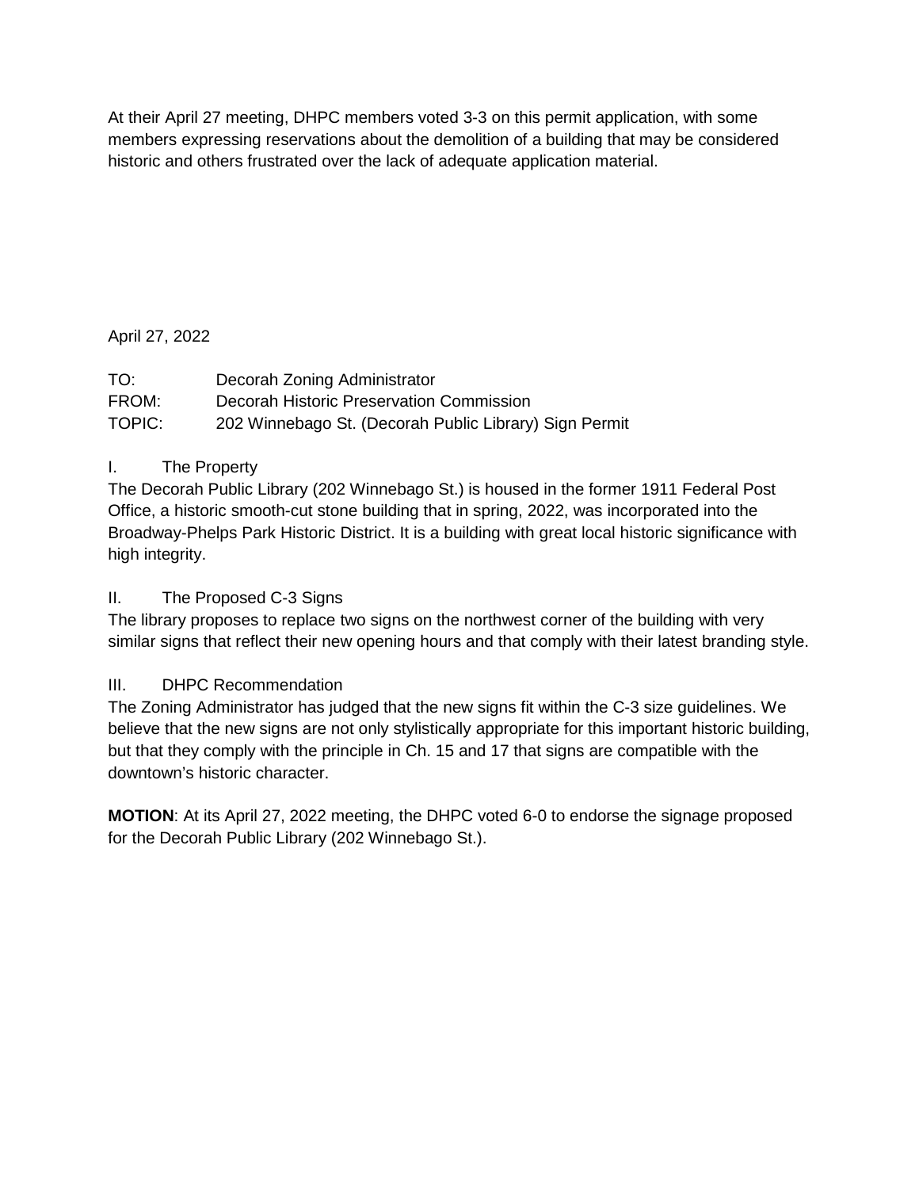At their April 27 meeting, DHPC members voted 3-3 on this permit application, with some members expressing reservations about the demolition of a building that may be considered historic and others frustrated over the lack of adequate application material.

April 27, 2022

TO: Decorah Zoning Administrator
FROM: Decorah Historic Preservation Commission
TOPIC: 202 Winnebago St. (Decorah Public Library) Sign Permit

I. The Property

The Decorah Public Library (202 Winnebago St.) is housed in the former 1911 Federal Post Office, a historic smooth-cut stone building that in spring, 2022, was incorporated into the Broadway-Phelps Park Historic District. It is a building with great local historic significance with high integrity.

II. The Proposed C-3 Signs

The library proposes to replace two signs on the northwest corner of the building with very similar signs that reflect their new opening hours and that comply with their latest branding style.

III. DHPC Recommendation

The Zoning Administrator has judged that the new signs fit within the C-3 size guidelines. We believe that the new signs are not only stylistically appropriate for this important historic building, but that they comply with the principle in Ch. 15 and 17 that signs are compatible with the downtown's historic character.

**MOTION**: At its April 27, 2022 meeting, the DHPC voted 6-0 to endorse the signage proposed for the Decorah Public Library (202 Winnebago St.).